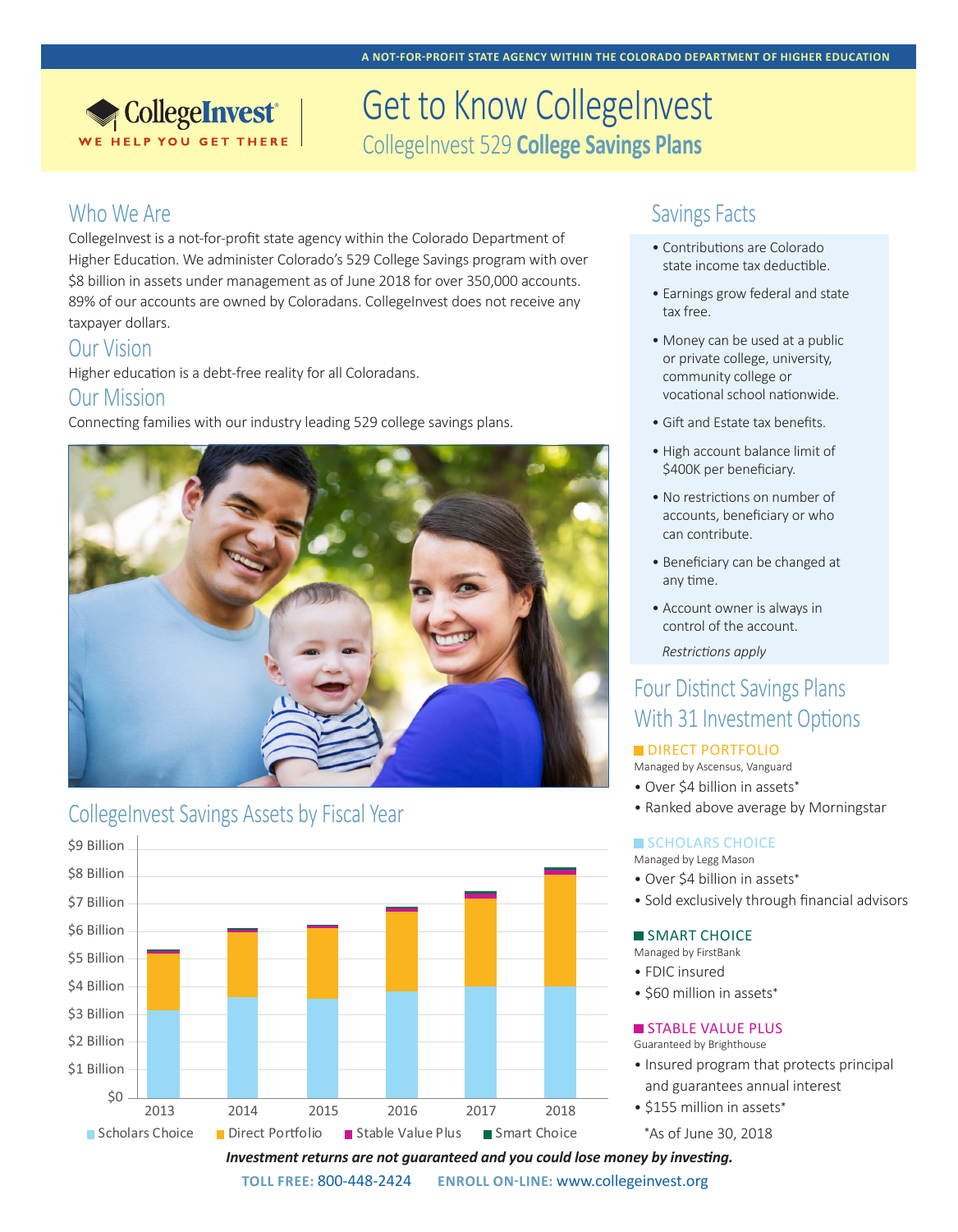A NOT-FOR-PROFIT STATE AGENCY WITHIN THE COLORADO DEPARTMENT OF HIGHER EDUCATION

CollegeInvest®
WE HELP YOU GET THERE

# Get to Know CollegeInvest

## CollegeInvest 529 **College Savings Plans**

## Who We Are

CollegeInvest is a not-for-profit state agency within the Colorado Department of Higher Education. We administer Colorado's 529 College Savings program with over $8 billion in assets under management as of June 2018 for over 350,000 accounts. 89% of our accounts are owned by Coloradans. CollegeInvest does not receive any taxpayer dollars.

## Our Vision

Higher education is a debt-free reality for all Coloradans.

## Our Mission

Connecting families with our industry leading 529 college savings plans.

## CollegeInvest Savings Assets by Fiscal Year

$9 Billion, $8 Billion, $7 Billion, $6 Billion, $5 Billion, $4 Billion, $3 Billion, $2 Billion, $1 Billion, $0

2013, 2014, 2015, 2016, 2017, 2018

Scholars Choice, Direct Portfolio, Stable Value Plus, Smart Choice

## Savings Facts

- Contributions are Colorado state income tax deductible.
- Earnings grow federal and state tax free.
- Money can be used at a public or private college, university, community college or vocational school nationwide.
- Gift and Estate tax benefits.
- High account balance limit of $400K per beneficiary.
- No restrictions on number of accounts, beneficiary or who can contribute.
- Beneficiary can be changed at any time.
- Account owner is always in control of the account.

*Restrictions apply*

## Four Distinct Savings Plans With 31 Investment Options

### DIRECT PORTFOLIO

Managed by Ascensus, Vanguard

- Over $4 billion in assets*
- Ranked above average by Morningstar

### SCHOLARS CHOICE

Managed by Legg Mason

- Over $4 billion in assets*
- Sold exclusively through financial advisors

### SMART CHOICE

Managed by FirstBank

- FDIC insured
- $60 million in assets*

### STABLE VALUE PLUS

Guaranteed by Brighthouse

- Insured program that protects principal and guarantees annual interest
- $155 million in assets*

*As of June 30, 2018

***Investment returns are not guaranteed and you could lose money by investing.***

**TOLL FREE:** 800-448-2424 **ENROLL ON-LINE:** www.collegeinvest.org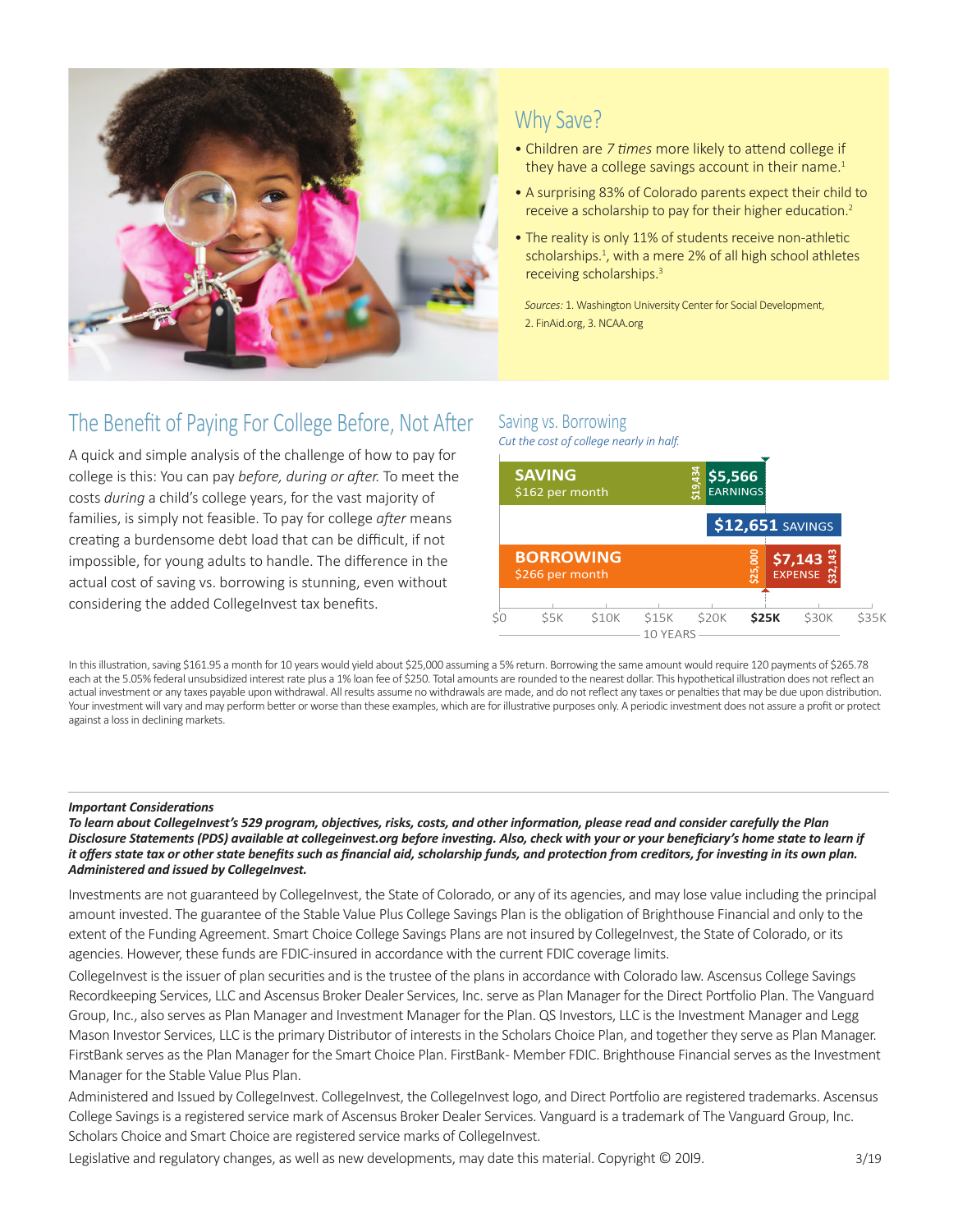## Why Save?

- Children are *7 times* more likely to attend college if they have a college savings account in their name.[1]
- A surprising 83% of Colorado parents expect their child to receive a scholarship to pay for their higher education.[2]
- The reality is only 11% of students receive non-athletic scholarships.[1], with a mere 2% of all high school athletes receiving scholarships.[3]

*Sources:* 1. Washington University Center for Social Development, 2. FinAid.org, 3. NCAA.org

## The Benefit of Paying For College Before, Not After

A quick and simple analysis of the challenge of how to pay for college is this: You can pay *before, during or after.* To meet the costs *during* a child's college years, for the vast majority of families, is simply not feasible. To pay for college *after* means creating a burdensome debt load that can be difficult, if not impossible, for young adults to handle. The difference in the actual cost of saving vs. borrowing is stunning, even without considering the added CollegeInvest tax benefits.

### Saving vs. Borrowing

*Cut the cost of college nearly in half.*

SAVING
$162 per month
$19,434
$5,566 EARNINGS

$12,651 SAVINGS

BORROWING
$266 per month
$25,000
$7,143 EXPENSE
$32,143

$0 $5K $10K $15K $20K $25K $30K $35K
10 YEARS

In this illustration, saving $161.95 a month for 10 years would yield about $25,000 assuming a 5% return. Borrowing the same amount would require 120 payments of $265.78 each at the 5.05% federal unsubsidized interest rate plus a 1% loan fee of $250. Total amounts are rounded to the nearest dollar. This hypothetical illustration does not reflect an actual investment or any taxes payable upon withdrawal. All results assume no withdrawals are made, and do not reflect any taxes or penalties that may be due upon distribution. Your investment will vary and may perform better or worse than these examples, which are for illustrative purposes only. A periodic investment does not assure a profit or protect against a loss in declining markets.

***Important Considerations***

***To learn about CollegeInvest's 529 program, objectives, risks, costs, and other information, please read and consider carefully the Plan Disclosure Statements (PDS) available at collegeinvest.org before investing. Also, check with your or your beneficiary's home state to learn if it offers state tax or other state benefits such as financial aid, scholarship funds, and protection from creditors, for investing in its own plan. Administered and issued by CollegeInvest.***

Investments are not guaranteed by CollegeInvest, the State of Colorado, or any of its agencies, and may lose value including the principal amount invested. The guarantee of the Stable Value Plus College Savings Plan is the obligation of Brighthouse Financial and only to the extent of the Funding Agreement. Smart Choice College Savings Plans are not insured by CollegeInvest, the State of Colorado, or its agencies. However, these funds are FDIC-insured in accordance with the current FDIC coverage limits.

CollegeInvest is the issuer of plan securities and is the trustee of the plans in accordance with Colorado law. Ascensus College Savings Recordkeeping Services, LLC and Ascensus Broker Dealer Services, Inc. serve as Plan Manager for the Direct Portfolio Plan. The Vanguard Group, Inc., also serves as Plan Manager and Investment Manager for the Plan. QS Investors, LLC is the Investment Manager and Legg Mason Investor Services, LLC is the primary Distributor of interests in the Scholars Choice Plan, and together they serve as Plan Manager. FirstBank serves as the Plan Manager for the Smart Choice Plan. FirstBank- Member FDIC. Brighthouse Financial serves as the Investment Manager for the Stable Value Plus Plan.

Administered and Issued by CollegeInvest. CollegeInvest, the CollegeInvest logo, and Direct Portfolio are registered trademarks. Ascensus College Savings is a registered service mark of Ascensus Broker Dealer Services. Vanguard is a trademark of The Vanguard Group, Inc. Scholars Choice and Smart Choice are registered service marks of CollegeInvest.

Legislative and regulatory changes, as well as new developments, may date this material. Copyright © 2019. 3/19